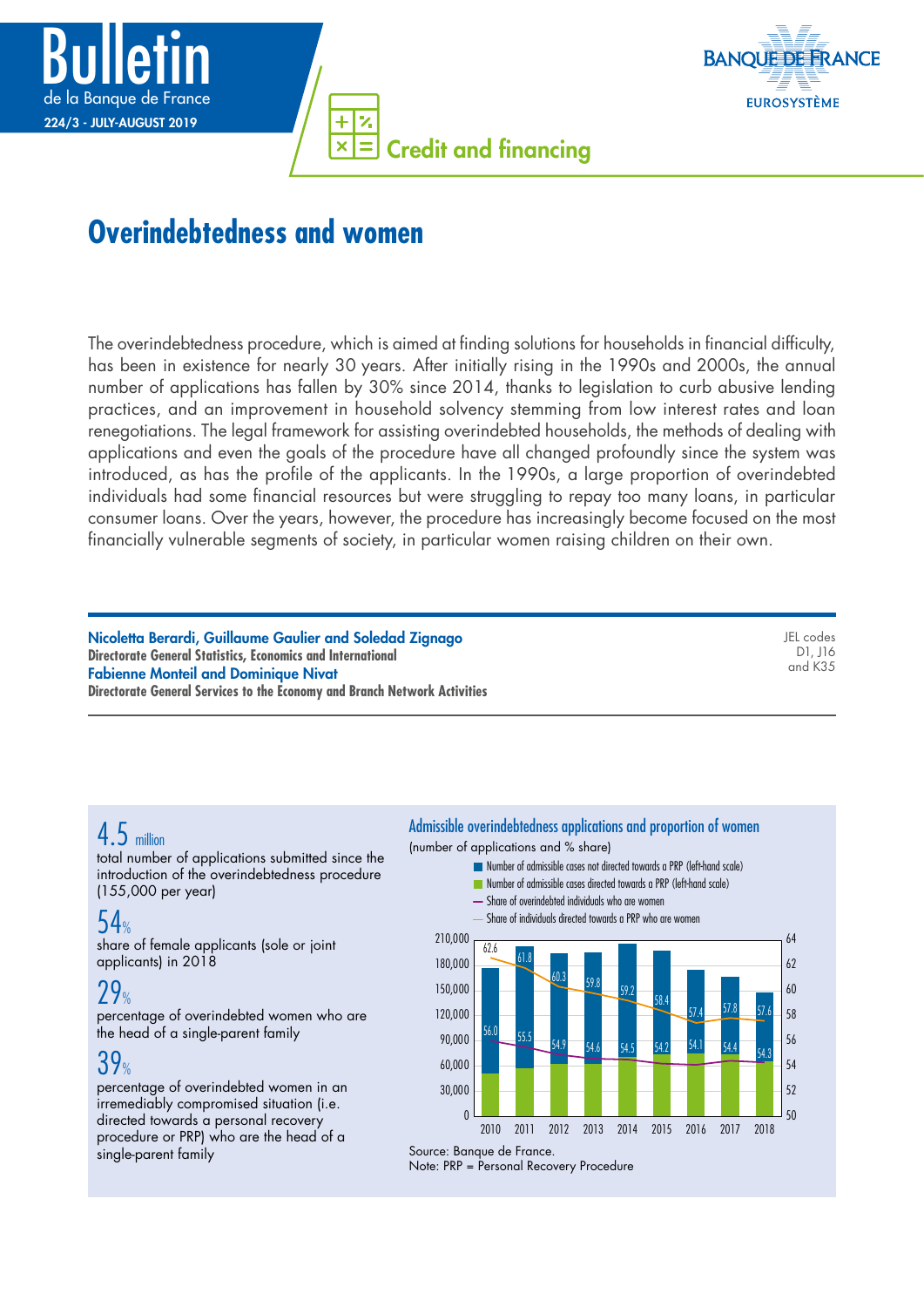Bulletin de la Banque de France
224/3 - JULY-AUGUST 2019

Credit and financing

# Overindebtedness and women

The overindebtedness procedure, which is aimed at finding solutions for households in financial difficulty, has been in existence for nearly 30 years. After initially rising in the 1990s and 2000s, the annual number of applications has fallen by 30% since 2014, thanks to legislation to curb abusive lending practices, and an improvement in household solvency stemming from low interest rates and loan renegotiations. The legal framework for assisting overindebted households, the methods of dealing with applications and even the goals of the procedure have all changed profoundly since the system was introduced, as has the profile of the applicants. In the 1990s, a large proportion of overindebted individuals had some financial resources but were struggling to repay too many loans, in particular consumer loans. Over the years, however, the procedure has increasingly become focused on the most financially vulnerable segments of society, in particular women raising children on their own.

**Nicoletta Berardi, Guillaume Gaulier and Soledad Zignago**
**Directorate General Statistics, Economics and International**
**Fabienne Monteil and Dominique Nivat**
**Directorate General Services to the Economy and Branch Network Activities**

JEL codes D1, J16 and K35

**4.5 million**
total number of applications submitted since the introduction of the overindebtedness procedure (155,000 per year)

**54%**
share of female applicants (sole or joint applicants) in 2018

**29%**
percentage of overindebted women who are the head of a single-parent family

**39%**
percentage of overindebted women in an irremediably compromised situation (i.e. directed towards a personal recovery procedure or PRP) who are the head of a single-parent family

**Admissible overindebtedness applications and proportion of women**
(number of applications and % share)

| Year | Share of overindebted individuals who are women (%) | Share of individuals directed towards a PRP who are women (%) |
|---|---|---|
| 2010 | 56.0 | 62.6 |
| 2011 | 55.5 | 61.8 |
| 2012 | 54.9 | 60.3 |
| 2013 | 54.6 | 59.8 |
| 2014 | 54.5 | 59.2 |
| 2015 | 54.2 | 58.4 |
| 2016 | 54.1 | 57.4 |
| 2017 | 54.4 | 57.8 |
| 2018 | 54.3 | 57.6 |

Legend: Number of admissible cases not directed towards a PRP (left-hand scale); Number of admissible cases directed towards a PRP (left-hand scale); Share of overindebted individuals who are women; Share of individuals directed towards a PRP who are women

Source: Banque de France.
Note: PRP = Personal Recovery Procedure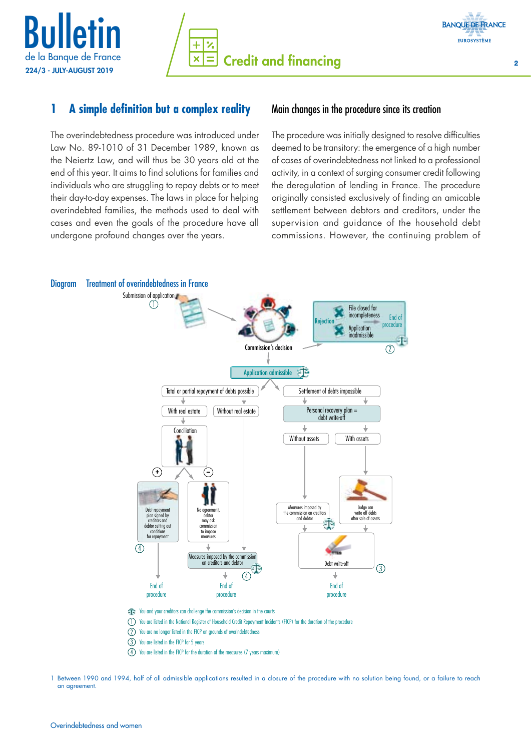## 1 A simple definition but a complex reality

The overindebtedness procedure was introduced under Law No. 89-1010 of 31 December 1989, known as the Neiertz Law, and will thus be 30 years old at the end of this year. It aims to find solutions for families and individuals who are struggling to repay debts or to meet their day-to-day expenses. The laws in place for helping overindebted families, the methods used to deal with cases and even the goals of the procedure have all undergone profound changes over the years.

### Main changes in the procedure since its creation

The procedure was initially designed to resolve difficulties deemed to be transitory: the emergence of a high number of cases of overindebtedness not linked to a professional activity, in a context of surging consumer credit following the deregulation of lending in France. The procedure originally consisted exclusively of finding an amicable settlement between debtors and creditors, under the supervision and guidance of the household debt commissions. However, the continuing problem of

**Diagram Treatment of overindebtedness in France**

Submission of application ①

Commission's decision

Rejection: File closed for incompleteness / Application inadmissible — End of procedure ②

Application admissible

Total or partial repayment of debts possible
- With real estate
  - Conciliation
    - (+) Debt repayment plan signed by creditors and debtor setting out conditions for repayment ④ → End of procedure
    - (−) No agreement, debtor may ask commission to impose measures → Measures imposed by the commission on creditors and debtor ④ → End of procedure
- Without real estate → Measures imposed by the commission on creditors and debtor ④ → End of procedure

Settlement of debts impossible
- Personal recovery plan = debt write-off
  - Without assets → Measures imposed by the commission on creditors and debtor → Debt write-off ③ → End of procedure
  - With assets → Judge can write off debts after sale of assets → Debt write-off ③ → End of procedure

(scales symbol) You and your creditors can challenge the commission's decision in the courts

① You are listed in the National Register of Household Credit Repayment Incidents (FICP) for the duration of the procedure

② You are no longer listed in the FICP on grounds of overindebtedness

③ You are listed in the FICP for 5 years

④ You are listed in the FICP for the duration of the measures (7 years maximum)

1 Between 1990 and 1994, half of all admissible applications resulted in a closure of the procedure with no solution being found, or a failure to reach an agreement.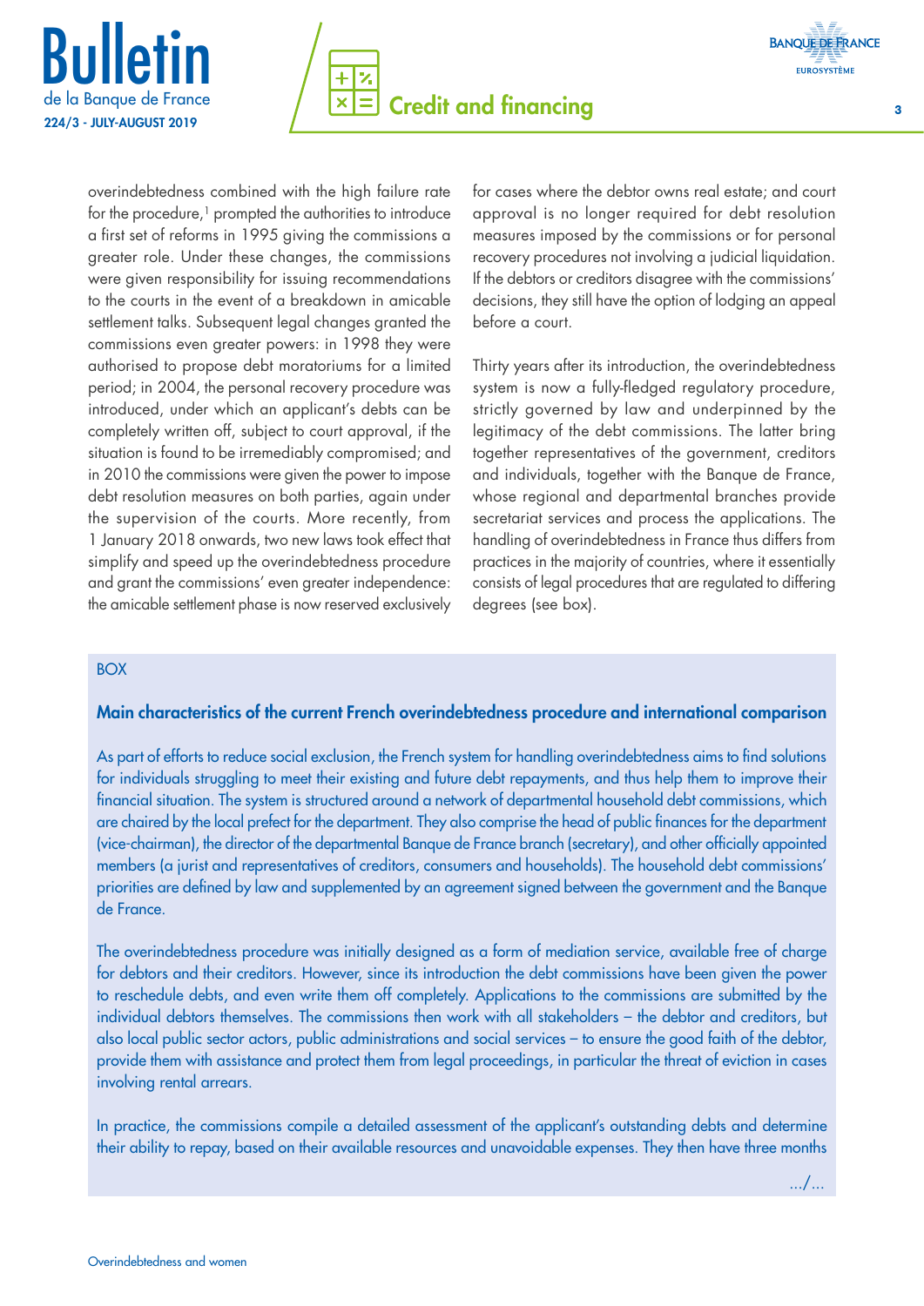overindebtedness combined with the high failure rate for the procedure,[1] prompted the authorities to introduce a first set of reforms in 1995 giving the commissions a greater role. Under these changes, the commissions were given responsibility for issuing recommendations to the courts in the event of a breakdown in amicable settlement talks. Subsequent legal changes granted the commissions even greater powers: in 1998 they were authorised to propose debt moratoriums for a limited period; in 2004, the personal recovery procedure was introduced, under which an applicant's debts can be completely written off, subject to court approval, if the situation is found to be irremediably compromised; and in 2010 the commissions were given the power to impose debt resolution measures on both parties, again under the supervision of the courts. More recently, from 1 January 2018 onwards, two new laws took effect that simplify and speed up the overindebtedness procedure and grant the commissions' even greater independence: the amicable settlement phase is now reserved exclusively for cases where the debtor owns real estate; and court approval is no longer required for debt resolution measures imposed by the commissions or for personal recovery procedures not involving a judicial liquidation. If the debtors or creditors disagree with the commissions' decisions, they still have the option of lodging an appeal before a court.

Thirty years after its introduction, the overindebtedness system is now a fully-fledged regulatory procedure, strictly governed by law and underpinned by the legitimacy of the debt commissions. The latter bring together representatives of the government, creditors and individuals, together with the Banque de France, whose regional and departmental branches provide secretariat services and process the applications. The handling of overindebtedness in France thus differs from practices in the majority of countries, where it essentially consists of legal procedures that are regulated to differing degrees (see box).

BOX

**Main characteristics of the current French overindebtedness procedure and international comparison**

As part of efforts to reduce social exclusion, the French system for handling overindebtedness aims to find solutions for individuals struggling to meet their existing and future debt repayments, and thus help them to improve their financial situation. The system is structured around a network of departmental household debt commissions, which are chaired by the local prefect for the department. They also comprise the head of public finances for the department (vice-chairman), the director of the departmental Banque de France branch (secretary), and other officially appointed members (a jurist and representatives of creditors, consumers and households). The household debt commissions' priorities are defined by law and supplemented by an agreement signed between the government and the Banque de France.

The overindebtedness procedure was initially designed as a form of mediation service, available free of charge for debtors and their creditors. However, since its introduction the debt commissions have been given the power to reschedule debts, and even write them off completely. Applications to the commissions are submitted by the individual debtors themselves. The commissions then work with all stakeholders – the debtor and creditors, but also local public sector actors, public administrations and social services – to ensure the good faith of the debtor, provide them with assistance and protect them from legal proceedings, in particular the threat of eviction in cases involving rental arrears.

In practice, the commissions compile a detailed assessment of the applicant's outstanding debts and determine their ability to repay, based on their available resources and unavoidable expenses. They then have three months

.../...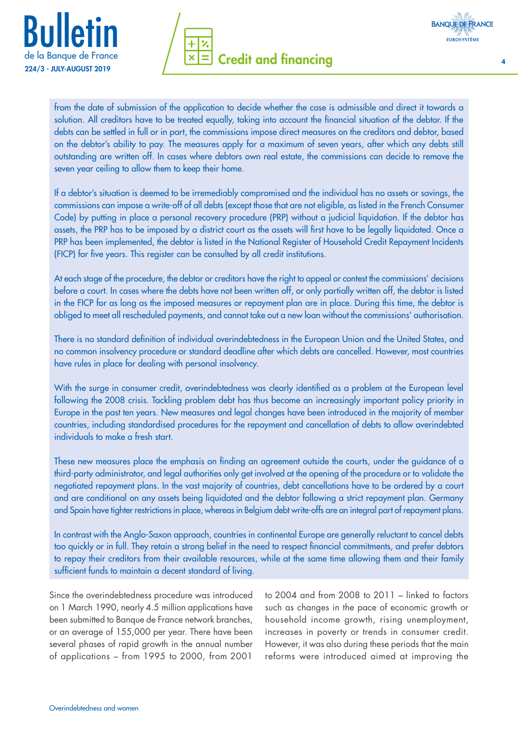from the date of submission of the application to decide whether the case is admissible and direct it towards a solution. All creditors have to be treated equally, taking into account the financial situation of the debtor. If the debts can be settled in full or in part, the commissions impose direct measures on the creditors and debtor, based on the debtor's ability to pay. The measures apply for a maximum of seven years, after which any debts still outstanding are written off. In cases where debtors own real estate, the commissions can decide to remove the seven year ceiling to allow them to keep their home.

If a debtor's situation is deemed to be irremediably compromised and the individual has no assets or savings, the commissions can impose a write-off of all debts (except those that are not eligible, as listed in the French Consumer Code) by putting in place a personal recovery procedure (PRP) without a judicial liquidation. If the debtor has assets, the PRP has to be imposed by a district court as the assets will first have to be legally liquidated. Once a PRP has been implemented, the debtor is listed in the National Register of Household Credit Repayment Incidents (FICP) for five years. This register can be consulted by all credit institutions.

At each stage of the procedure, the debtor or creditors have the right to appeal or contest the commissions' decisions before a court. In cases where the debts have not been written off, or only partially written off, the debtor is listed in the FICP for as long as the imposed measures or repayment plan are in place. During this time, the debtor is obliged to meet all rescheduled payments, and cannot take out a new loan without the commissions' authorisation.

There is no standard definition of individual overindebtedness in the European Union and the United States, and no common insolvency procedure or standard deadline after which debts are cancelled. However, most countries have rules in place for dealing with personal insolvency.

With the surge in consumer credit, overindebtedness was clearly identified as a problem at the European level following the 2008 crisis. Tackling problem debt has thus become an increasingly important policy priority in Europe in the past ten years. New measures and legal changes have been introduced in the majority of member countries, including standardised procedures for the repayment and cancellation of debts to allow overindebted individuals to make a fresh start.

These new measures place the emphasis on finding an agreement outside the courts, under the guidance of a third-party administrator, and legal authorities only get involved at the opening of the procedure or to validate the negotiated repayment plans. In the vast majority of countries, debt cancellations have to be ordered by a court and are conditional on any assets being liquidated and the debtor following a strict repayment plan. Germany and Spain have tighter restrictions in place, whereas in Belgium debt write-offs are an integral part of repayment plans.

In contrast with the Anglo-Saxon approach, countries in continental Europe are generally reluctant to cancel debts too quickly or in full. They retain a strong belief in the need to respect financial commitments, and prefer debtors to repay their creditors from their available resources, while at the same time allowing them and their family sufficient funds to maintain a decent standard of living.

Since the overindebtedness procedure was introduced on 1 March 1990, nearly 4.5 million applications have been submitted to Banque de France network branches, or an average of 155,000 per year. There have been several phases of rapid growth in the annual number of applications – from 1995 to 2000, from 2001 to 2004 and from 2008 to 2011 – linked to factors such as changes in the pace of economic growth or household income growth, rising unemployment, increases in poverty or trends in consumer credit. However, it was also during these periods that the main reforms were introduced aimed at improving the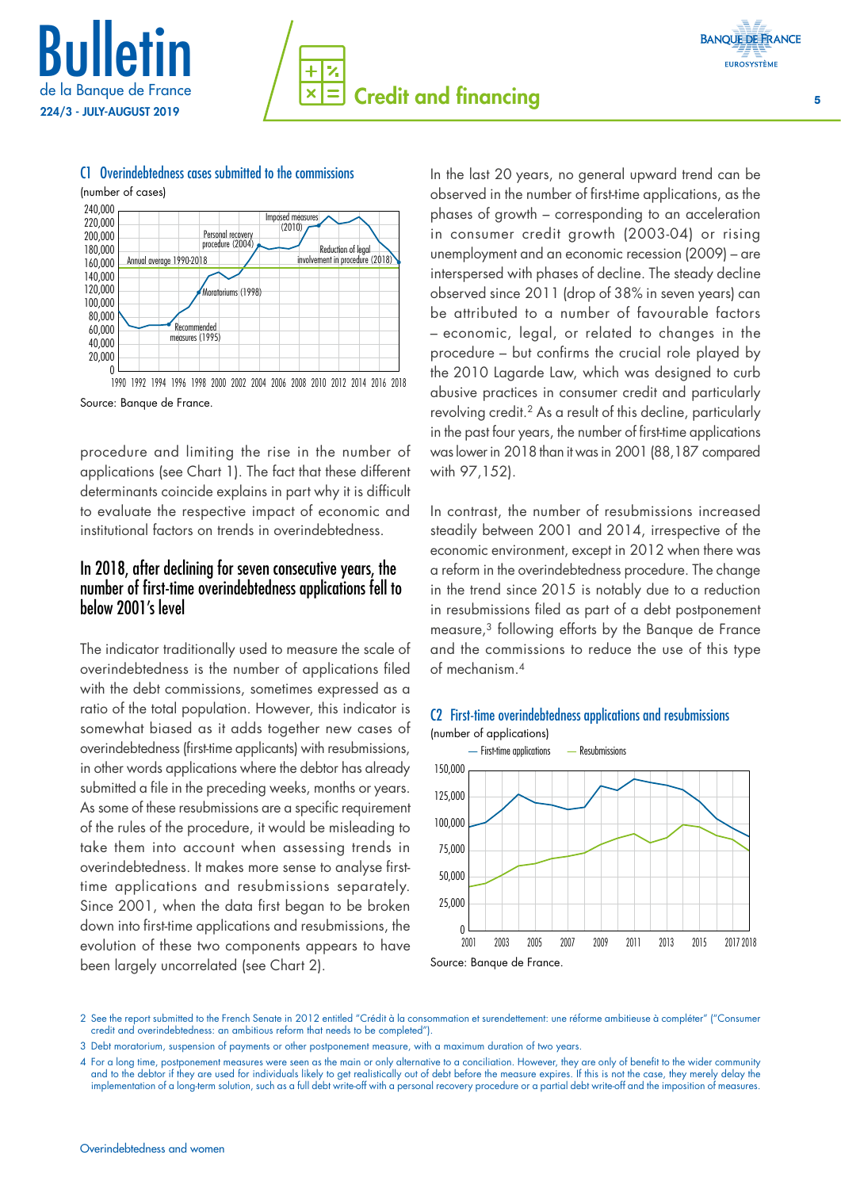### C1 Overindebtedness cases submitted to the commissions

(number of cases)

Source: Banque de France.

procedure and limiting the rise in the number of applications (see Chart 1). The fact that these different determinants coincide explains in part why it is difficult to evaluate the respective impact of economic and institutional factors on trends in overindebtedness.

## In 2018, after declining for seven consecutive years, the number of first-time overindebtedness applications fell to below 2001's level

The indicator traditionally used to measure the scale of overindebtedness is the number of applications filed with the debt commissions, sometimes expressed as a ratio of the total population. However, this indicator is somewhat biased as it adds together new cases of overindebtedness (first-time applicants) with resubmissions, in other words applications where the debtor has already submitted a file in the preceding weeks, months or years. As some of these resubmissions are a specific requirement of the rules of the procedure, it would be misleading to take them into account when assessing trends in overindebtedness. It makes more sense to analyse first-time applications and resubmissions separately. Since 2001, when the data first began to be broken down into first-time applications and resubmissions, the evolution of these two components appears to have been largely uncorrelated (see Chart 2).

In the last 20 years, no general upward trend can be observed in the number of first-time applications, as the phases of growth – corresponding to an acceleration in consumer credit growth (2003-04) or rising unemployment and an economic recession (2009) – are interspersed with phases of decline. The steady decline observed since 2011 (drop of 38% in seven years) can be attributed to a number of favourable factors – economic, legal, or related to changes in the procedure – but confirms the crucial role played by the 2010 Lagarde Law, which was designed to curb abusive practices in consumer credit and particularly revolving credit.[2] As a result of this decline, particularly in the past four years, the number of first-time applications was lower in 2018 than it was in 2001 (88,187 compared with 97,152).

In contrast, the number of resubmissions increased steadily between 2001 and 2014, irrespective of the economic environment, except in 2012 when there was a reform in the overindebtedness procedure. The change in the trend since 2015 is notably due to a reduction in resubmissions filed as part of a debt postponement measure,[3] following efforts by the Banque de France and the commissions to reduce the use of this type of mechanism.[4]

### C2 First-time overindebtedness applications and resubmissions

(number of applications)

Source: Banque de France.

2 See the report submitted to the French Senate in 2012 entitled "Crédit à la consommation et surendettement: une réforme ambitieuse à compléter" ("Consumer credit and overindebtedness: an ambitious reform that needs to be completed").

3 Debt moratorium, suspension of payments or other postponement measure, with a maximum duration of two years.

4 For a long time, postponement measures were seen as the main or only alternative to a conciliation. However, they are only of benefit to the wider community and to the debtor if they are used for individuals likely to get realistically out of debt before the measure expires. If this is not the case, they merely delay the implementation of a long-term solution, such as a full debt write-off with a personal recovery procedure or a partial debt write-off and the imposition of measures.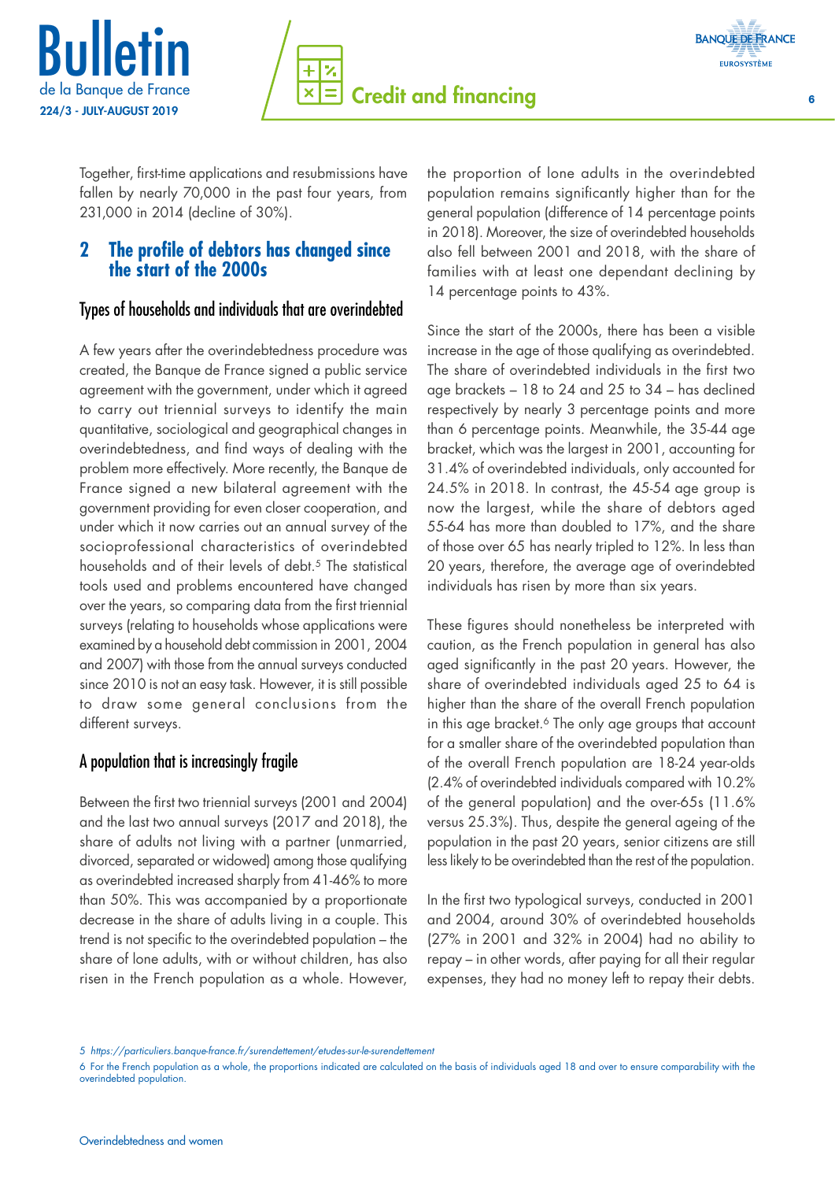Together, first-time applications and resubmissions have fallen by nearly 70,000 in the past four years, from 231,000 in 2014 (decline of 30%).

## 2 The profile of debtors has changed since the start of the 2000s

### Types of households and individuals that are overindebted

A few years after the overindebtedness procedure was created, the Banque de France signed a public service agreement with the government, under which it agreed to carry out triennial surveys to identify the main quantitative, sociological and geographical changes in overindebtedness, and find ways of dealing with the problem more effectively. More recently, the Banque de France signed a new bilateral agreement with the government providing for even closer cooperation, and under which it now carries out an annual survey of the socioprofessional characteristics of overindebted households and of their levels of debt.[5] The statistical tools used and problems encountered have changed over the years, so comparing data from the first triennial surveys (relating to households whose applications were examined by a household debt commission in 2001, 2004 and 2007) with those from the annual surveys conducted since 2010 is not an easy task. However, it is still possible to draw some general conclusions from the different surveys.

### A population that is increasingly fragile

Between the first two triennial surveys (2001 and 2004) and the last two annual surveys (2017 and 2018), the share of adults not living with a partner (unmarried, divorced, separated or widowed) among those qualifying as overindebted increased sharply from 41-46% to more than 50%. This was accompanied by a proportionate decrease in the share of adults living in a couple. This trend is not specific to the overindebted population – the share of lone adults, with or without children, has also risen in the French population as a whole. However, the proportion of lone adults in the overindebted population remains significantly higher than for the general population (difference of 14 percentage points in 2018). Moreover, the size of overindebted households also fell between 2001 and 2018, with the share of families with at least one dependant declining by 14 percentage points to 43%.

Since the start of the 2000s, there has been a visible increase in the age of those qualifying as overindebted. The share of overindebted individuals in the first two age brackets – 18 to 24 and 25 to 34 – has declined respectively by nearly 3 percentage points and more than 6 percentage points. Meanwhile, the 35-44 age bracket, which was the largest in 2001, accounting for 31.4% of overindebted individuals, only accounted for 24.5% in 2018. In contrast, the 45-54 age group is now the largest, while the share of debtors aged 55-64 has more than doubled to 17%, and the share of those over 65 has nearly tripled to 12%. In less than 20 years, therefore, the average age of overindebted individuals has risen by more than six years.

These figures should nonetheless be interpreted with caution, as the French population in general has also aged significantly in the past 20 years. However, the share of overindebted individuals aged 25 to 64 is higher than the share of the overall French population in this age bracket.[6] The only age groups that account for a smaller share of the overindebted population than of the overall French population are 18-24 year-olds (2.4% of overindebted individuals compared with 10.2% of the general population) and the over-65s (11.6% versus 25.3%). Thus, despite the general ageing of the population in the past 20 years, senior citizens are still less likely to be overindebted than the rest of the population.

In the first two typological surveys, conducted in 2001 and 2004, around 30% of overindebted households (27% in 2001 and 32% in 2004) had no ability to repay – in other words, after paying for all their regular expenses, they had no money left to repay their debts.

---

5 *https://particuliers.banque-france.fr/surendettement/etudes-sur-le-surendettement*

6 For the French population as a whole, the proportions indicated are calculated on the basis of individuals aged 18 and over to ensure comparability with the overindebted population.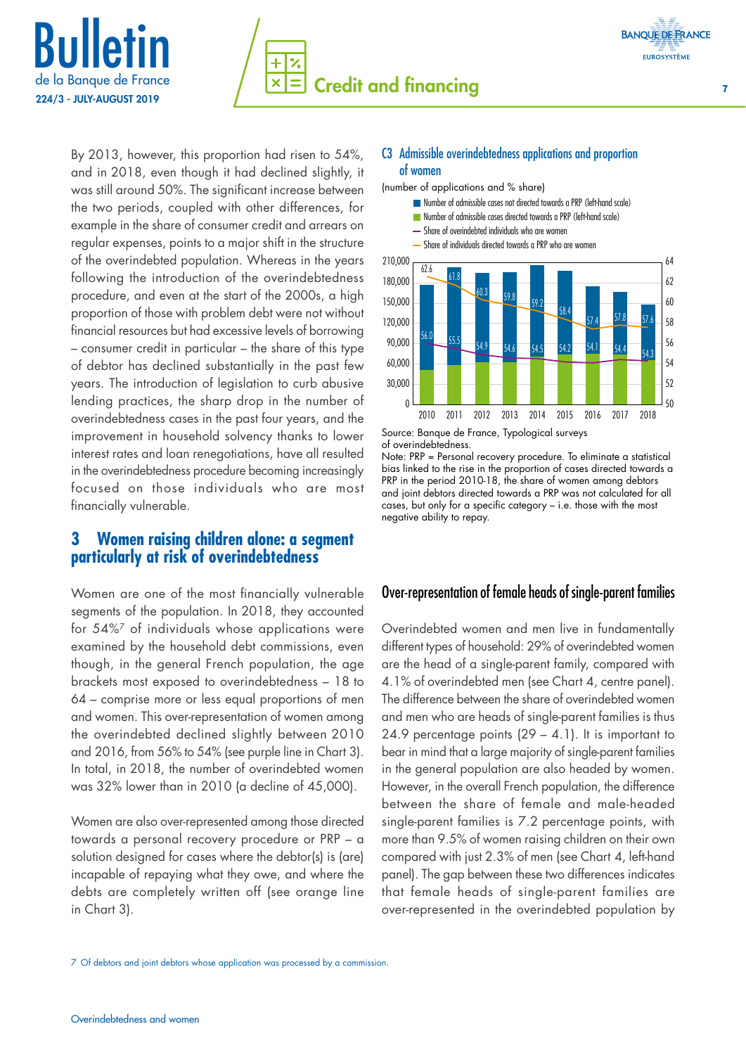By 2013, however, this proportion had risen to 54%, and in 2018, even though it had declined slightly, it was still around 50%. The significant increase between the two periods, coupled with other differences, for example in the share of consumer credit and arrears on regular expenses, points to a major shift in the structure of the overindebted population. Whereas in the years following the introduction of the overindebtedness procedure, and even at the start of the 2000s, a high proportion of those with problem debt were not without financial resources but had excessive levels of borrowing – consumer credit in particular – the share of this type of debtor has declined substantially in the past few years. The introduction of legislation to curb abusive lending practices, the sharp drop in the number of overindebtedness cases in the past four years, and the improvement in household solvency thanks to lower interest rates and loan renegotiations, have all resulted in the overindebtedness procedure becoming increasingly focused on those individuals who are most financially vulnerable.

## 3 Women raising children alone: a segment particularly at risk of overindebtedness

Women are one of the most financially vulnerable segments of the population. In 2018, they accounted for 54%[7] of individuals whose applications were examined by the household debt commissions, even though, in the general French population, the age brackets most exposed to overindebtedness – 18 to 64 – comprise more or less equal proportions of men and women. This over-representation of women among the overindebted declined slightly between 2010 and 2016, from 56% to 54% (see purple line in Chart 3). In total, in 2018, the number of overindebted women was 32% lower than in 2010 (a decline of 45,000).

Women are also over-represented among those directed towards a personal recovery procedure or PRP – a solution designed for cases where the debtor(s) is (are) incapable of repaying what they owe, and where the debts are completely written off (see orange line in Chart 3).

**C3 Admissible overindebtedness applications and proportion of women**

(number of applications and % share)

- Number of admissible cases not directed towards a PRP (left-hand scale)
- Number of admissible cases directed towards a PRP (left-hand scale)
- Share of overindebted individuals who are women
- Share of individuals directed towards a PRP who are women

| | 2010 | 2011 | 2012 | 2013 | 2014 | 2015 | 2016 | 2017 | 2018 |
|---|---|---|---|---|---|---|---|---|---|
| Share of individuals directed towards a PRP who are women | 62.6 | 61.8 | 60.3 | 59.8 | 59.2 | 58.4 | 57.4 | 57.8 | 57.6 |
| Share of overindebted individuals who are women | 56.0 | 55.5 | 54.9 | 54.6 | 54.5 | 54.2 | 54.1 | 54.4 | 54.3 |

Source: Banque de France, Typological surveys of overindebtedness.

Note: PRP = Personal recovery procedure. To eliminate a statistical bias linked to the rise in the proportion of cases directed towards a PRP in the period 2010-18, the share of women among debtors and joint debtors directed towards a PRP was not calculated for all cases, but only for a specific category – i.e. those with the most negative ability to repay.

### Over-representation of female heads of single-parent families

Overindebted women and men live in fundamentally different types of household: 29% of overindebted women are the head of a single-parent family, compared with 4.1% of overindebted men (see Chart 4, centre panel). The difference between the share of overindebted women and men who are heads of single-parent families is thus 24.9 percentage points (29 – 4.1). It is important to bear in mind that a large majority of single-parent families in the general population are also headed by women. However, in the overall French population, the difference between the share of female and male-headed single-parent families is 7.2 percentage points, with more than 9.5% of women raising children on their own compared with just 2.3% of men (see Chart 4, left-hand panel). The gap between these two differences indicates that female heads of single-parent families are over-represented in the overindebted population by

7 Of debtors and joint debtors whose application was processed by a commission.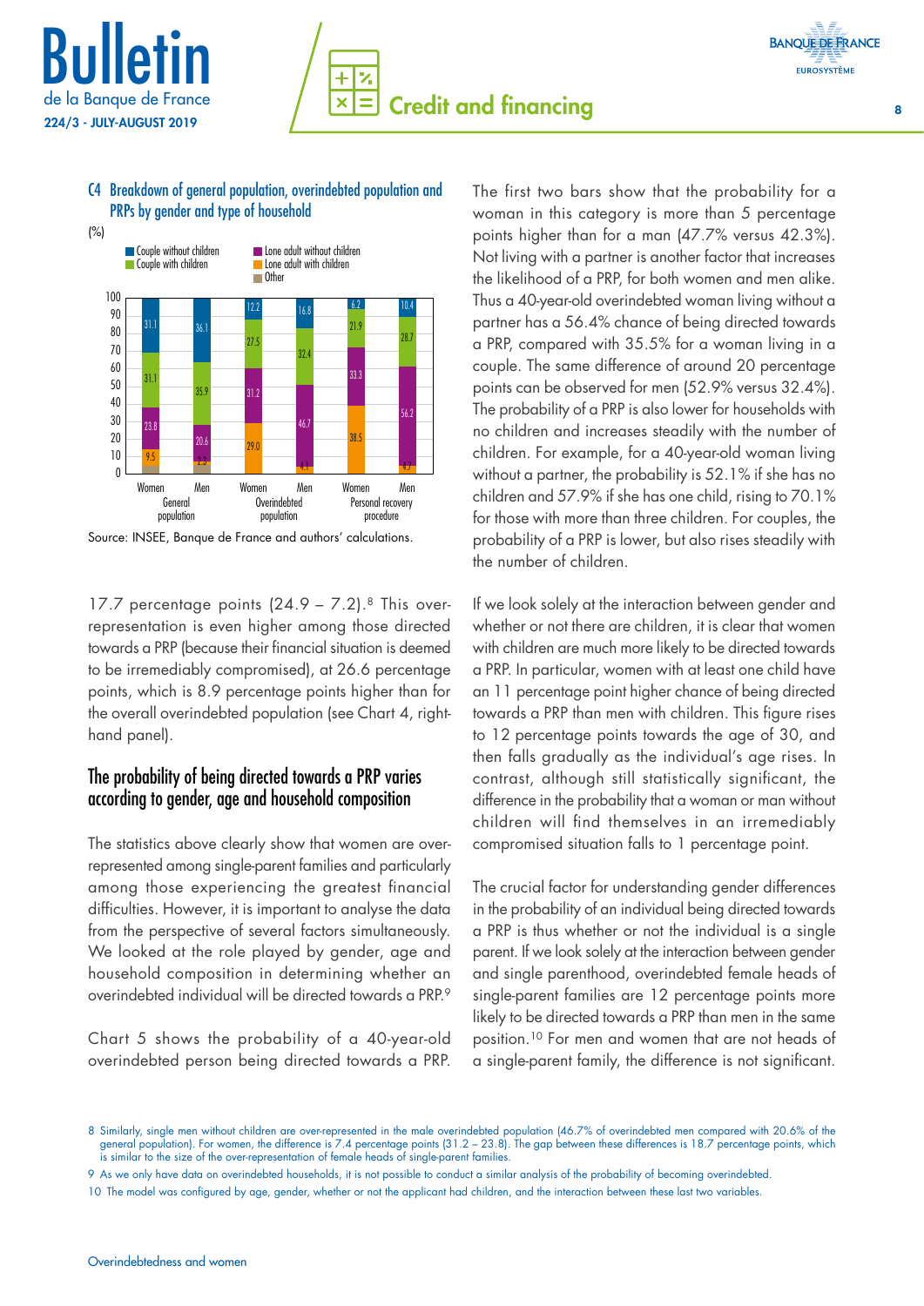**C4 Breakdown of general population, overindebted population and PRPs by gender and type of household**

(%)

| | General population – Women | General population – Men | Overindebted population – Women | Overindebted population – Men | Personal recovery procedure – Women | Personal recovery procedure – Men |
|---|---|---|---|---|---|---|
| Couple without children | 31.1 | 36.1 | 12.2 | 16.8 | 6.2 | 10.4 |
| Couple with children | 31.1 | 35.9 | 27.5 | 32.4 | 21.9 | 28.7 |
| Lone adult without children | 23.8 | 20.6 | 31.2 | 46.7 | 33.3 | 56.2 |
| Lone adult with children | 9.5 | 2.3 | 29.0 | 4.1 | 38.5 | 4.7 |
| Other | | | | | | |

Source: INSEE, Banque de France and authors' calculations.

17.7 percentage points (24.9 – 7.2).[8] This over-representation is even higher among those directed towards a PRP (because their financial situation is deemed to be irremediably compromised), at 26.6 percentage points, which is 8.9 percentage points higher than for the overall overindebted population (see Chart 4, right-hand panel).

## The probability of being directed towards a PRP varies according to gender, age and household composition

The statistics above clearly show that women are over-represented among single-parent families and particularly among those experiencing the greatest financial difficulties. However, it is important to analyse the data from the perspective of several factors simultaneously. We looked at the role played by gender, age and household composition in determining whether an overindebted individual will be directed towards a PRP.[9]

Chart 5 shows the probability of a 40-year-old overindebted person being directed towards a PRP. The first two bars show that the probability for a woman in this category is more than 5 percentage points higher than for a man (47.7% versus 42.3%). Not living with a partner is another factor that increases the likelihood of a PRP, for both women and men alike. Thus a 40-year-old overindebted woman living without a partner has a 56.4% chance of being directed towards a PRP, compared with 35.5% for a woman living in a couple. The same difference of around 20 percentage points can be observed for men (52.9% versus 32.4%). The probability of a PRP is also lower for households with no children and increases steadily with the number of children. For example, for a 40-year-old woman living without a partner, the probability is 52.1% if she has no children and 57.9% if she has one child, rising to 70.1% for those with more than three children. For couples, the probability of a PRP is lower, but also rises steadily with the number of children.

If we look solely at the interaction between gender and whether or not there are children, it is clear that women with children are much more likely to be directed towards a PRP. In particular, women with at least one child have an 11 percentage point higher chance of being directed towards a PRP than men with children. This figure rises to 12 percentage points towards the age of 30, and then falls gradually as the individual's age rises. In contrast, although still statistically significant, the difference in the probability that a woman or man without children will find themselves in an irremediably compromised situation falls to 1 percentage point.

The crucial factor for understanding gender differences in the probability of an individual being directed towards a PRP is thus whether or not the individual is a single parent. If we look solely at the interaction between gender and single parenthood, overindebted female heads of single-parent families are 12 percentage points more likely to be directed towards a PRP than men in the same position.[10] For men and women that are not heads of a single-parent family, the difference is not significant.

---

8 Similarly, single men without children are over-represented in the male overindebted population (46.7% of overindebted men compared with 20.6% of the general population). For women, the difference is 7.4 percentage points (31.2 – 23.8). The gap between these differences is 18.7 percentage points, which is similar to the size of the over-representation of female heads of single-parent families.

9 As we only have data on overindebted households, it is not possible to conduct a similar analysis of the probability of becoming overindebted.

10 The model was configured by age, gender, whether or not the applicant had children, and the interaction between these last two variables.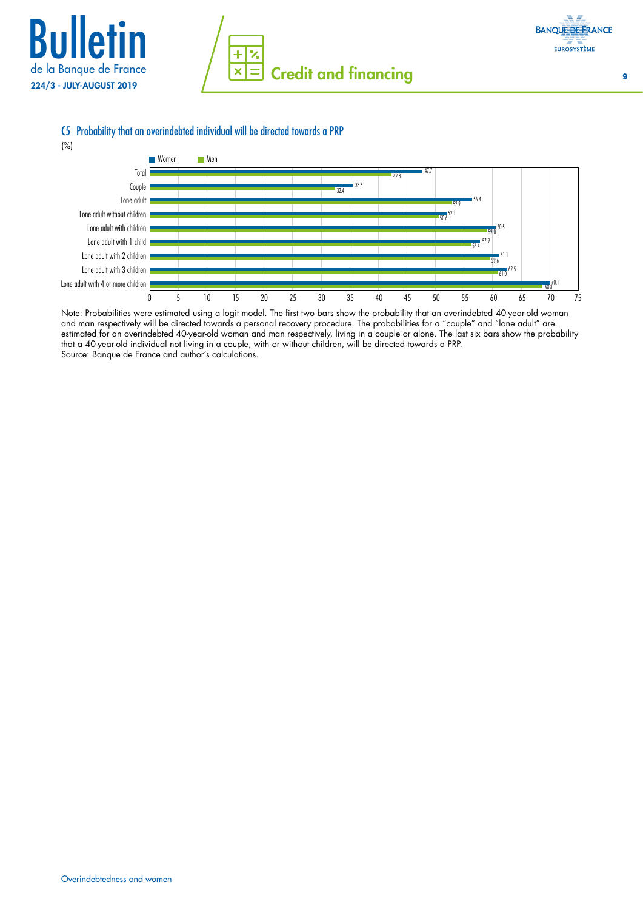## C5 Probability that an overindebted individual will be directed towards a PRP

(%)

| | Women | Men |
|---|---|---|
| Total | 47.7 | 42.3 |
| Couple | 35.5 | 32.4 |
| Lone adult | 56.4 | 52.9 |
| Lone adult without children | 52.1 | 50.6 |
| Lone adult with children | 60.5 | 59.0 |
| Lone adult with 1 child | 57.9 | 56.4 |
| Lone adult with 2 children | 61.1 | 59.6 |
| Lone adult with 3 children | 62.5 | 61.0 |
| Lone adult with 4 or more children | 70.1 | 68.8 |

Note: Probabilities were estimated using a logit model. The first two bars show the probability that an overindebted 40-year-old woman and man respectively will be directed towards a personal recovery procedure. The probabilities for a "couple" and "lone adult" are estimated for an overindebted 40-year-old woman and man respectively, living in a couple or alone. The last six bars show the probability that a 40-year-old individual not living in a couple, with or without children, will be directed towards a PRP.

Source: Banque de France and author's calculations.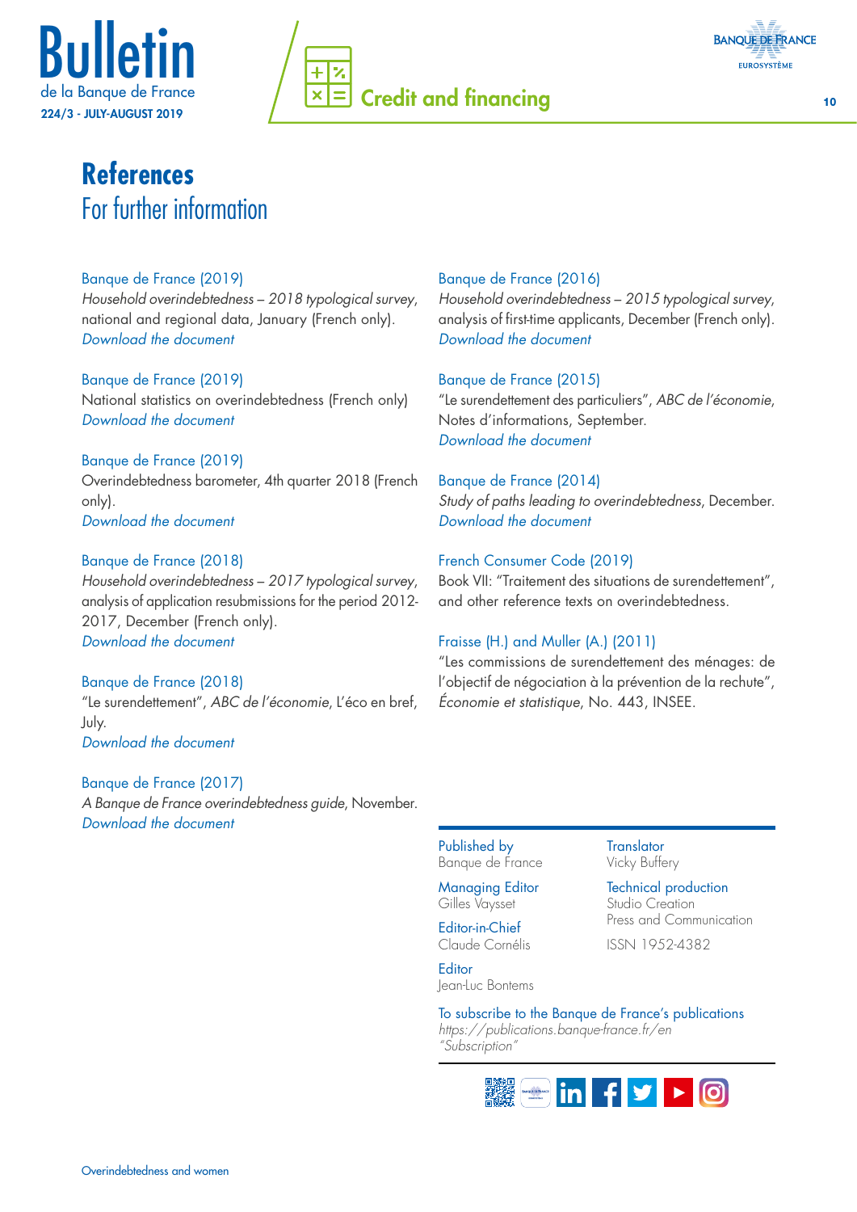# References

## For further information

Banque de France (2019)
*Household overindebtedness – 2018 typological survey*, national and regional data, January (French only).
*Download the document*

Banque de France (2019)
National statistics on overindebtedness (French only)
*Download the document*

Banque de France (2019)
Overindebtedness barometer, 4th quarter 2018 (French only).
*Download the document*

Banque de France (2018)
*Household overindebtedness – 2017 typological survey*, analysis of application resubmissions for the period 2012-2017, December (French only).
*Download the document*

Banque de France (2018)
"Le surendettement", *ABC de l'économie*, L'éco en bref, July.
*Download the document*

Banque de France (2017)
*A Banque de France overindebtedness guide*, November.
*Download the document*

Banque de France (2016)
*Household overindebtedness – 2015 typological survey*, analysis of first-time applicants, December (French only).
*Download the document*

Banque de France (2015)
"Le surendettement des particuliers", *ABC de l'économie*, Notes d'informations, September.
*Download the document*

Banque de France (2014)
*Study of paths leading to overindebtedness*, December.
*Download the document*

French Consumer Code (2019)
Book VII: "Traitement des situations de surendettement", and other reference texts on overindebtedness.

Fraisse (H.) and Muller (A.) (2011)
"Les commissions de surendettement des ménages: de l'objectif de négociation à la prévention de la rechute", *Économie et statistique*, No. 443, INSEE.

---

Published by
Banque de France

Managing Editor
Gilles Vaysset

Editor-in-Chief
Claude Cornélis

Editor
Jean-Luc Bontems

Translator
Vicky Buffery

Technical production
Studio Creation
Press and Communication

ISSN 1952-4382

To subscribe to the Banque de France's publications
*https://publications.banque-france.fr/en*
*"Subscription"*